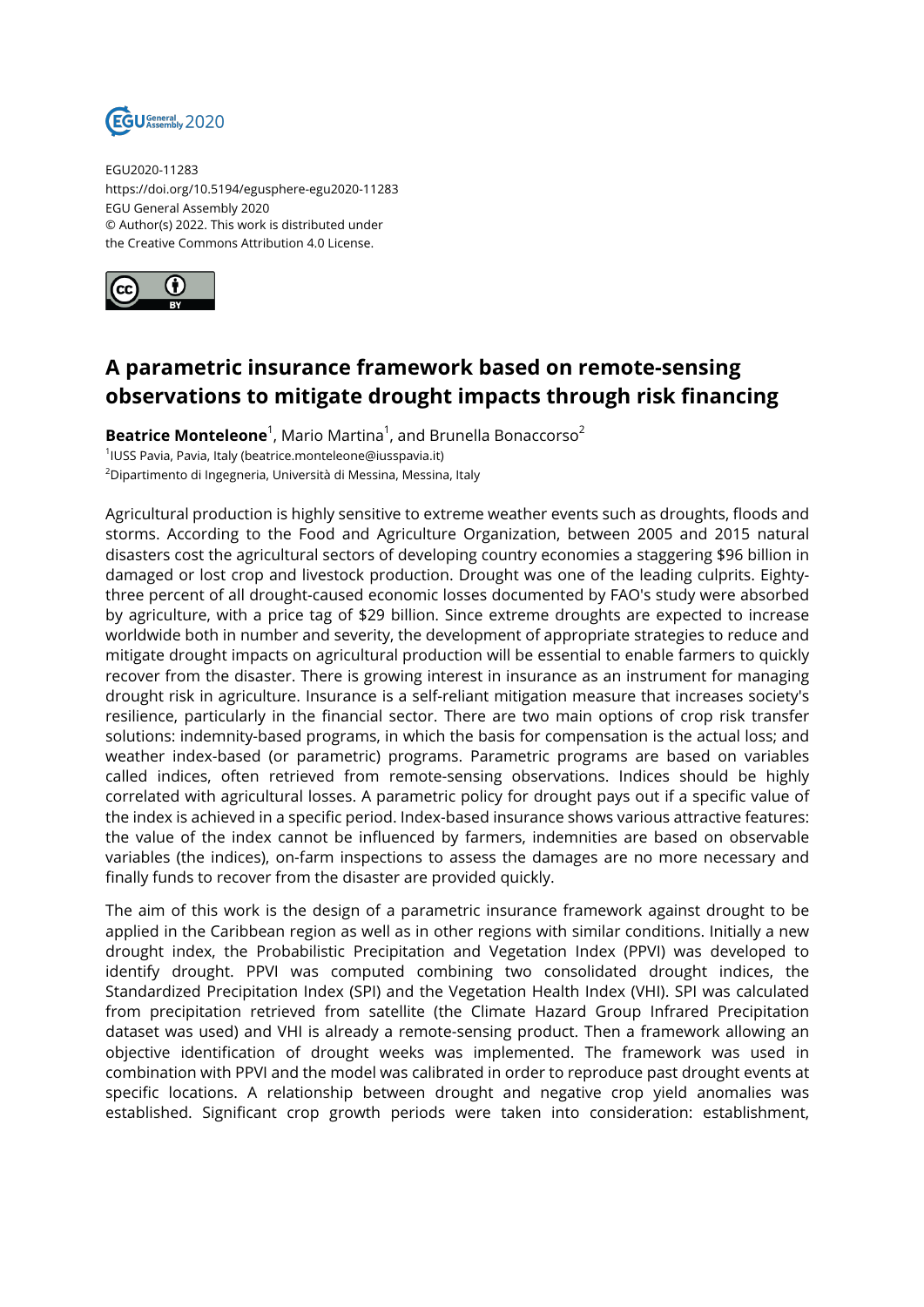EGU2020-11283
https://doi.org/10.5194/egusphere-egu2020-11283
EGU General Assembly 2020
© Author(s) 2022. This work is distributed under
the Creative Commons Attribution 4.0 License.

# A parametric insurance framework based on remote-sensing observations to mitigate drought impacts through risk financing

**Beatrice Monteleone**[1], Mario Martina[1], and Brunella Bonaccorso[2]

[1]IUSS Pavia, Pavia, Italy (beatrice.monteleone@iusspavia.it)
[2]Dipartimento di Ingegneria, Università di Messina, Messina, Italy

Agricultural production is highly sensitive to extreme weather events such as droughts, floods and storms. According to the Food and Agriculture Organization, between 2005 and 2015 natural disasters cost the agricultural sectors of developing country economies a staggering $96 billion in damaged or lost crop and livestock production. Drought was one of the leading culprits. Eighty-three percent of all drought-caused economic losses documented by FAO's study were absorbed by agriculture, with a price tag of $29 billion. Since extreme droughts are expected to increase worldwide both in number and severity, the development of appropriate strategies to reduce and mitigate drought impacts on agricultural production will be essential to enable farmers to quickly recover from the disaster. There is growing interest in insurance as an instrument for managing drought risk in agriculture. Insurance is a self-reliant mitigation measure that increases society's resilience, particularly in the financial sector. There are two main options of crop risk transfer solutions: indemnity-based programs, in which the basis for compensation is the actual loss; and weather index-based (or parametric) programs. Parametric programs are based on variables called indices, often retrieved from remote-sensing observations. Indices should be highly correlated with agricultural losses. A parametric policy for drought pays out if a specific value of the index is achieved in a specific period. Index-based insurance shows various attractive features: the value of the index cannot be influenced by farmers, indemnities are based on observable variables (the indices), on-farm inspections to assess the damages are no more necessary and finally funds to recover from the disaster are provided quickly.

The aim of this work is the design of a parametric insurance framework against drought to be applied in the Caribbean region as well as in other regions with similar conditions. Initially a new drought index, the Probabilistic Precipitation and Vegetation Index (PPVI) was developed to identify drought. PPVI was computed combining two consolidated drought indices, the Standardized Precipitation Index (SPI) and the Vegetation Health Index (VHI). SPI was calculated from precipitation retrieved from satellite (the Climate Hazard Group Infrared Precipitation dataset was used) and VHI is already a remote-sensing product. Then a framework allowing an objective identification of drought weeks was implemented. The framework was used in combination with PPVI and the model was calibrated in order to reproduce past drought events at specific locations. A relationship between drought and negative crop yield anomalies was established. Significant crop growth periods were taken into consideration: establishment,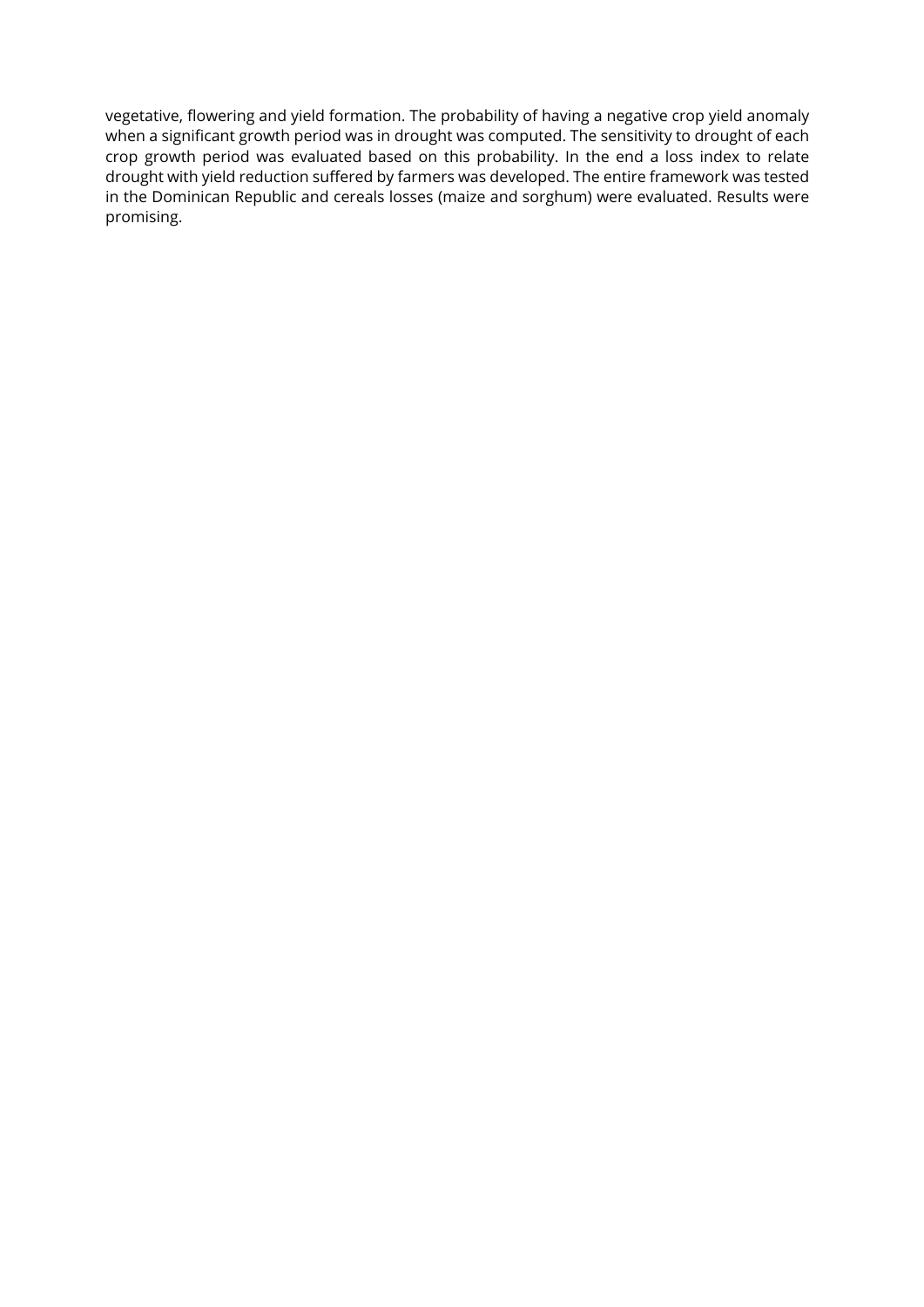vegetative, flowering and yield formation. The probability of having a negative crop yield anomaly when a significant growth period was in drought was computed. The sensitivity to drought of each crop growth period was evaluated based on this probability. In the end a loss index to relate drought with yield reduction suffered by farmers was developed. The entire framework was tested in the Dominican Republic and cereals losses (maize and sorghum) were evaluated. Results were promising.